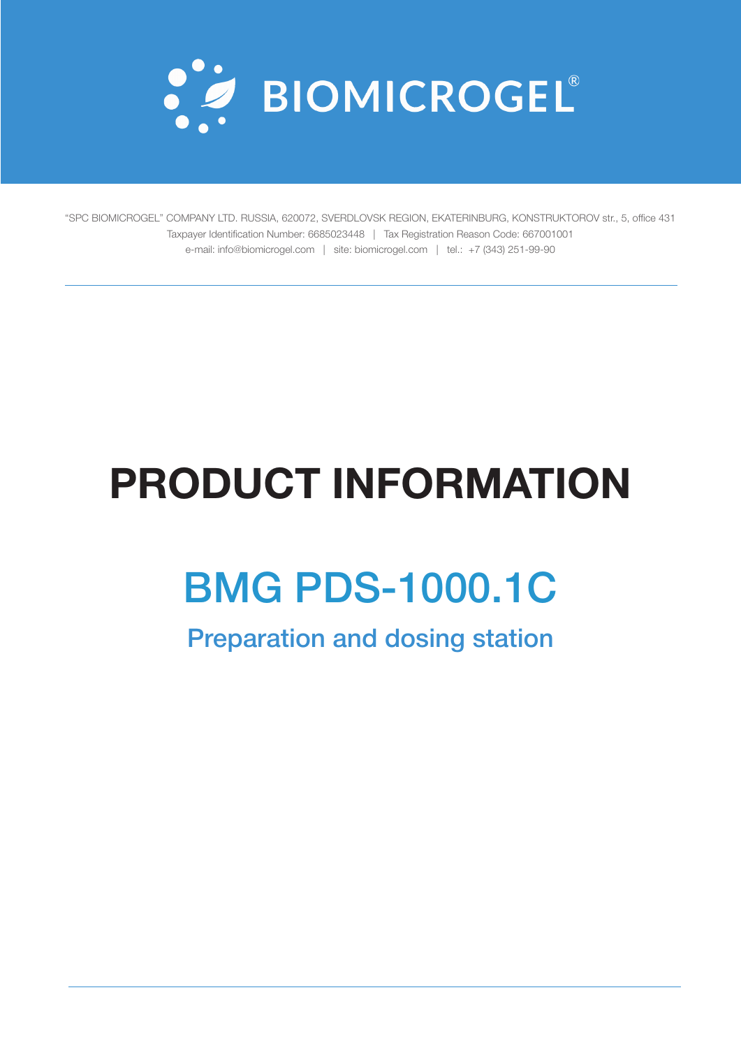# BIOMICROGEL®

"SPC BIOMICROGEL" COMPANY LTD. RUSSIA, 620072, SVERDLOVSK REGION, EKATERINBURG, KONSTRUKTOROV str., 5, office 431
Taxpayer Identification Number: 6685023448 | Tax Registration Reason Code: 667001001
e-mail: info@biomicrogel.com | site: biomicrogel.com | tel.: +7 (343) 251-99-90

# PRODUCT INFORMATION

## BMG PDS-1000.1C

### Preparation and dosing station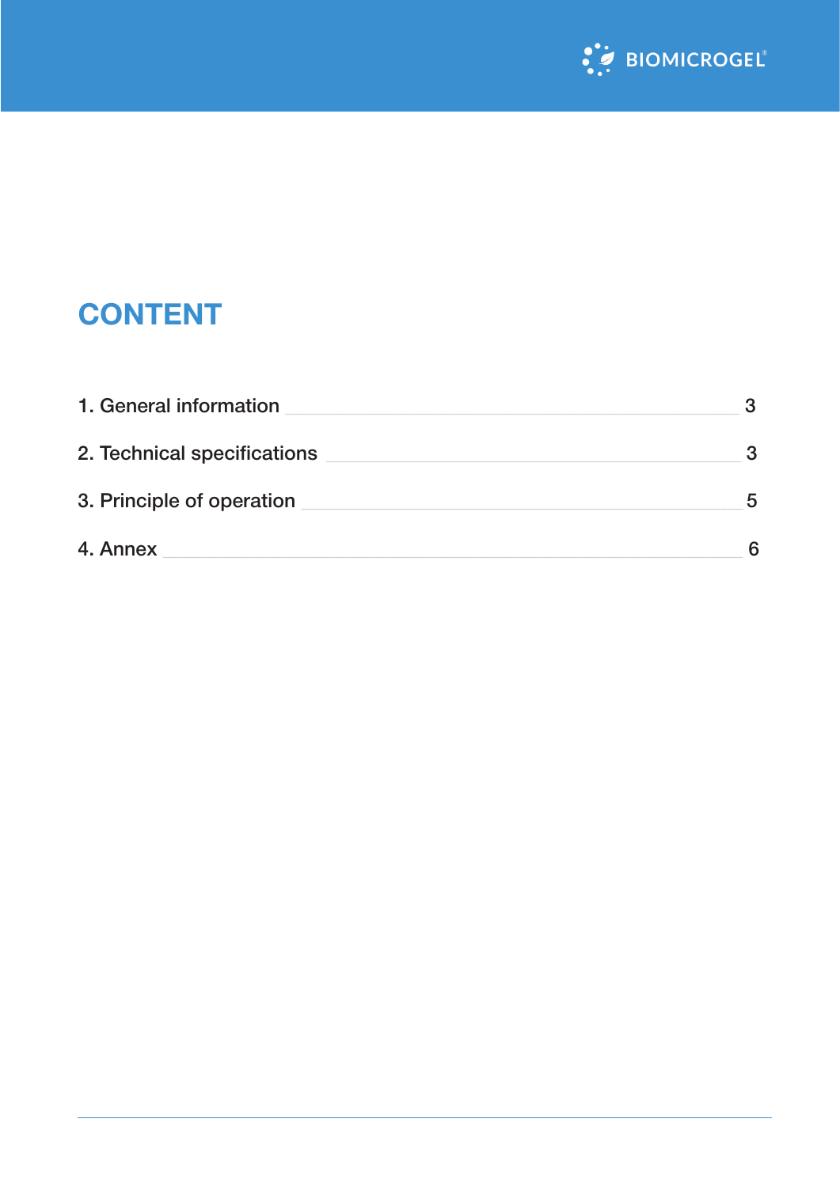# CONTENT

1. General information — 3
2. Technical specifications — 3
3. Principle of operation — 5
4. Annex — 6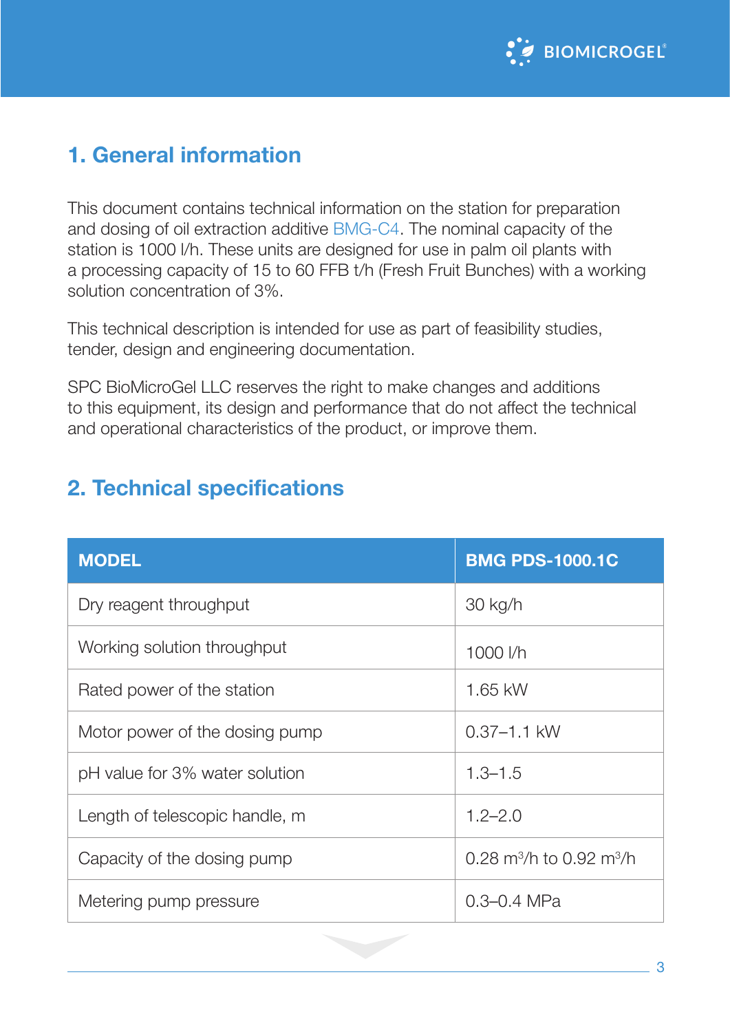## 1. General information

This document contains technical information on the station for preparation and dosing of oil extraction additive BMG-C4. The nominal capacity of the station is 1000 l/h. These units are designed for use in palm oil plants with a processing capacity of 15 to 60 FFB t/h (Fresh Fruit Bunches) with a working solution concentration of 3%.

This technical description is intended for use as part of feasibility studies, tender, design and engineering documentation.

SPC BioMicroGel LLC reserves the right to make changes and additions to this equipment, its design and performance that do not affect the technical and operational characteristics of the product, or improve them.

## 2. Technical specifications

| MODEL | BMG PDS-1000.1C |
|---|---|
| Dry reagent throughput | 30 kg/h |
| Working solution throughput | 1000 l/h |
| Rated power of the station | 1.65 kW |
| Motor power of the dosing pump | 0.37–1.1 kW |
| pH value for 3% water solution | 1.3–1.5 |
| Length of telescopic handle, m | 1.2–2.0 |
| Capacity of the dosing pump | 0.28 $m^3$/h to 0.92 $m^3$/h |
| Metering pump pressure | 0.3–0.4 MPa |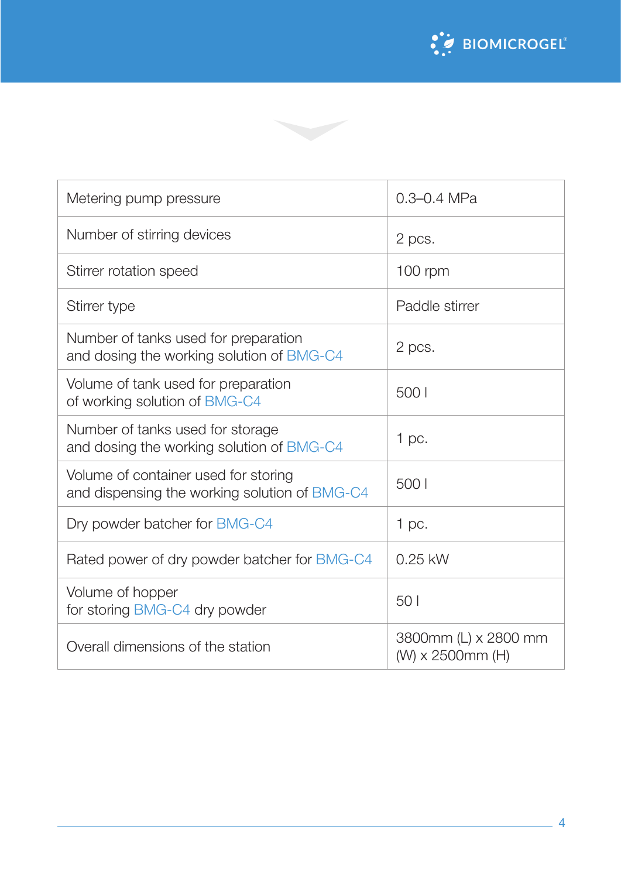| Metering pump pressure | 0.3–0.4 MPa |
|---|---|
| Number of stirring devices | 2 pcs. |
| Stirrer rotation speed | 100 rpm |
| Stirrer type | Paddle stirrer |
| Number of tanks used for preparation and dosing the working solution of BMG-C4 | 2 pcs. |
| Volume of tank used for preparation of working solution of BMG-C4 | 500 l |
| Number of tanks used for storage and dosing the working solution of BMG-C4 | 1 pc. |
| Volume of container used for storing and dispensing the working solution of BMG-C4 | 500 l |
| Dry powder batcher for BMG-C4 | 1 pc. |
| Rated power of dry powder batcher for BMG-C4 | 0.25 kW |
| Volume of hopper for storing BMG-C4 dry powder | 50 l |
| Overall dimensions of the station | 3800mm (L) x 2800 mm (W) x 2500mm (H) |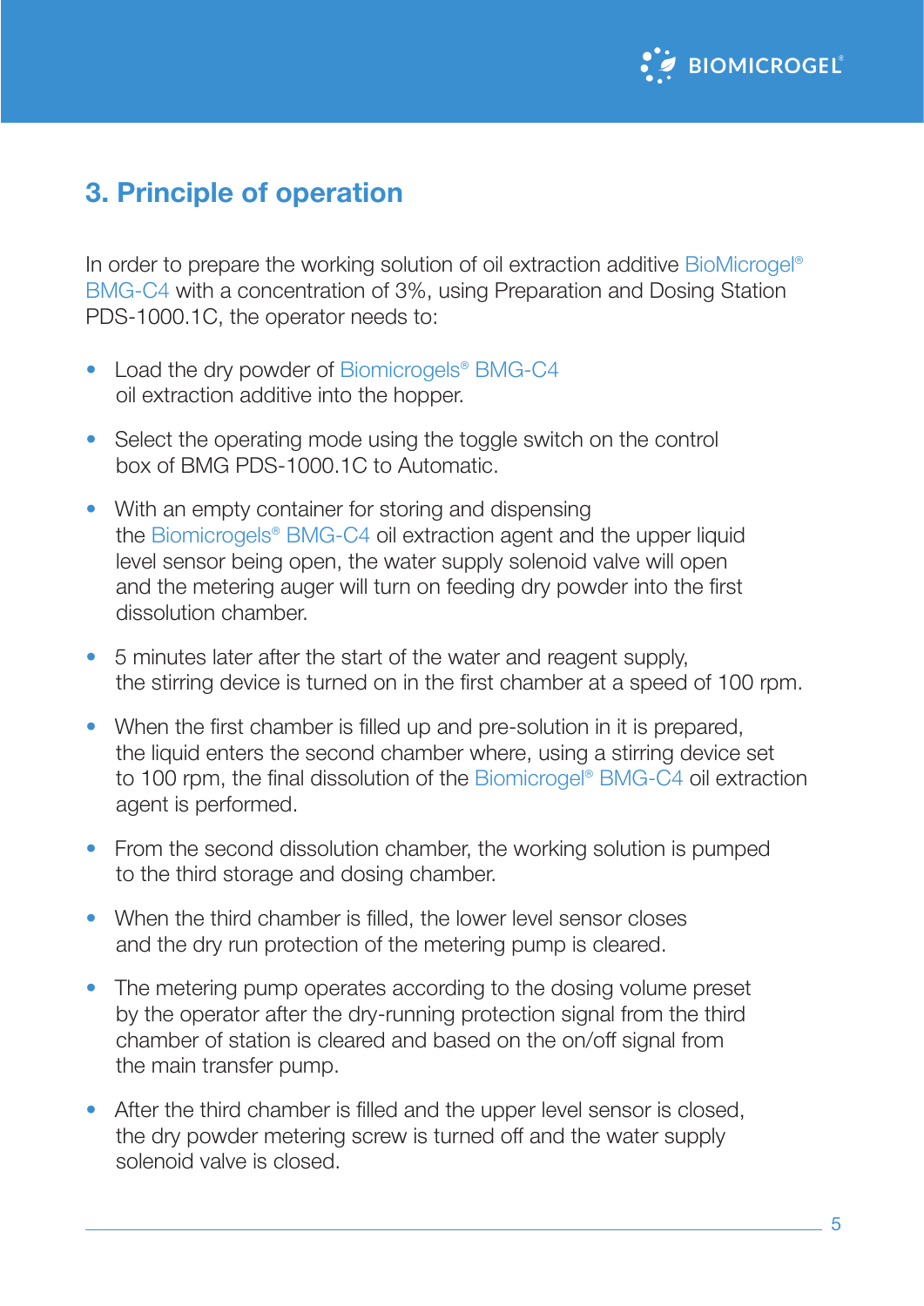## 3. Principle of operation

In order to prepare the working solution of oil extraction additive BioMicrogel® BMG-C4 with a concentration of 3%, using Preparation and Dosing Station PDS-1000.1C, the operator needs to:

- Load the dry powder of Biomicrogels® BMG-C4 oil extraction additive into the hopper.
- Select the operating mode using the toggle switch on the control box of BMG PDS-1000.1C to Automatic.
- With an empty container for storing and dispensing the Biomicrogels® BMG-C4 oil extraction agent and the upper liquid level sensor being open, the water supply solenoid valve will open and the metering auger will turn on feeding dry powder into the first dissolution chamber.
- 5 minutes later after the start of the water and reagent supply, the stirring device is turned on in the first chamber at a speed of 100 rpm.
- When the first chamber is filled up and pre-solution in it is prepared, the liquid enters the second chamber where, using a stirring device set to 100 rpm, the final dissolution of the Biomicrogel® BMG-C4 oil extraction agent is performed.
- From the second dissolution chamber, the working solution is pumped to the third storage and dosing chamber.
- When the third chamber is filled, the lower level sensor closes and the dry run protection of the metering pump is cleared.
- The metering pump operates according to the dosing volume preset by the operator after the dry-running protection signal from the third chamber of station is cleared and based on the on/off signal from the main transfer pump.
- After the third chamber is filled and the upper level sensor is closed, the dry powder metering screw is turned off and the water supply solenoid valve is closed.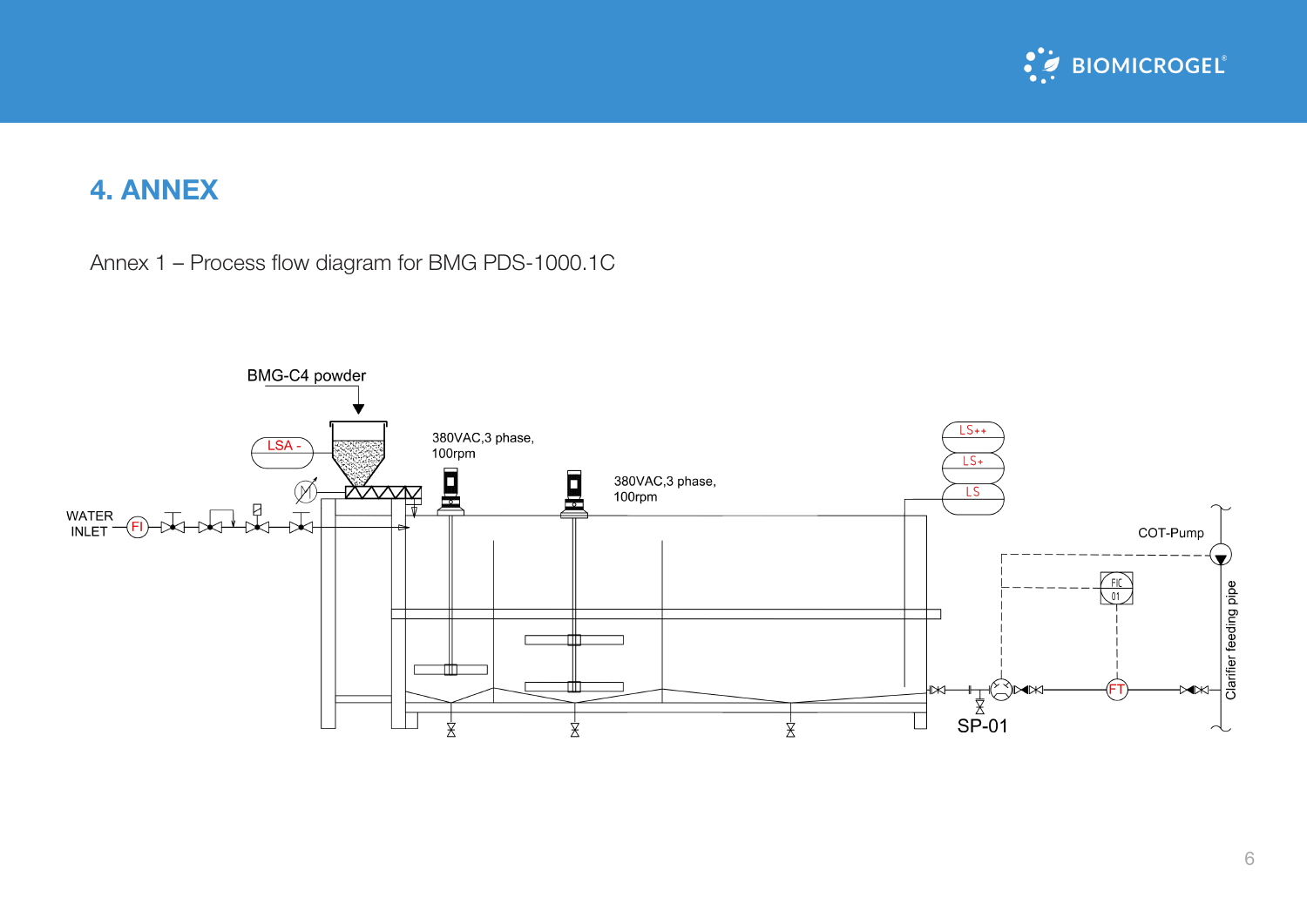# 4. ANNEX

Annex 1 – Process flow diagram for BMG PDS-1000.1C

BMG-C4 powder

LSA -

380VAC,3 phase, 100rpm

380VAC,3 phase, 100rpm

LS++

LS+

LS

WATER INLET

FI

COT-Pump

FIC 01

FT

SP-01

Clarifier feeding pipe